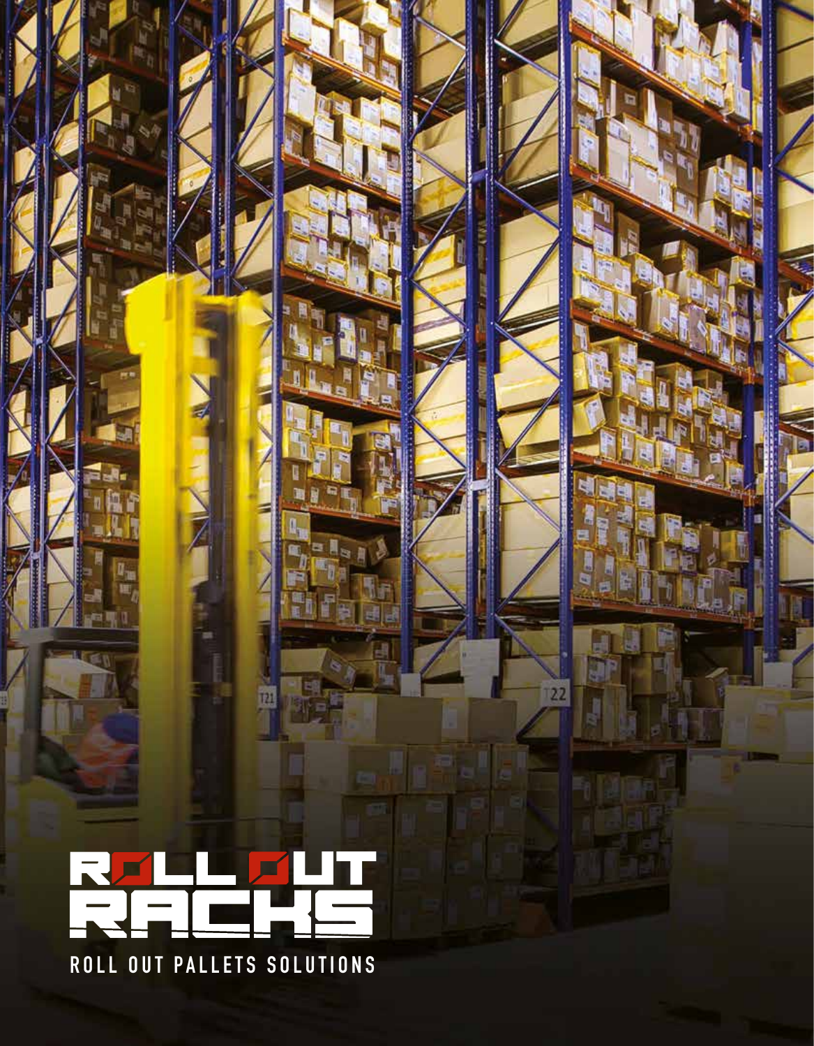# ROLL OUT RACKS

ROLL OUT PALLETS SOLUTIONS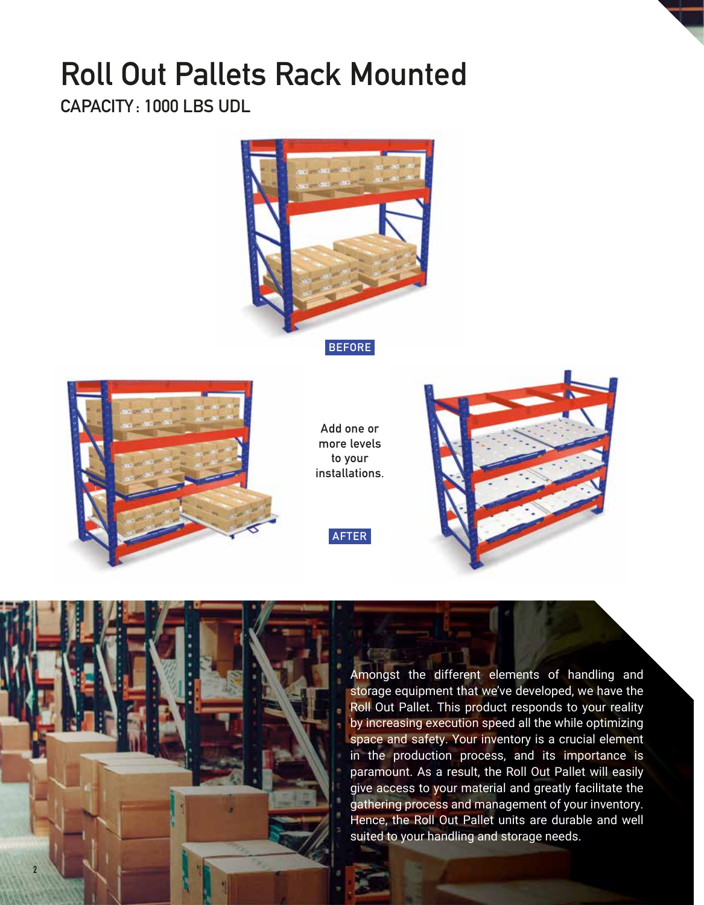# Roll Out Pallets Rack Mounted

## CAPACITY : 1000 LBS UDL

BEFORE

Add one or more levels to your installations.

AFTER

Amongst the different elements of handling and storage equipment that we've developed, we have the Roll Out Pallet. This product responds to your reality by increasing execution speed all the while optimizing space and safety. Your inventory is a crucial element in the production process, and its importance is paramount. As a result, the Roll Out Pallet will easily give access to your material and greatly facilitate the gathering process and management of your inventory. Hence, the Roll Out Pallet units are durable and well suited to your handling and storage needs.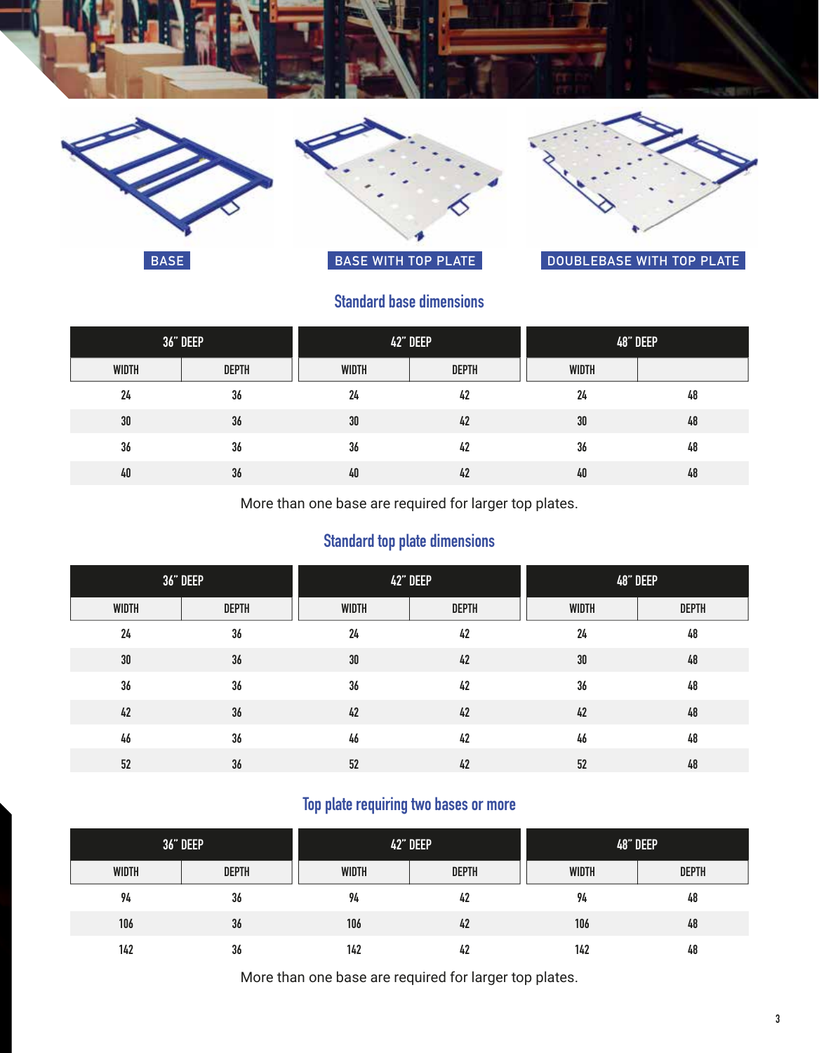BASE

BASE WITH TOP PLATE

DOUBLEBASE WITH TOP PLATE

## Standard base dimensions

| 36" DEEP | | 42" DEEP | | 48" DEEP | |
|---|---|---|---|---|---|
| WIDTH | DEPTH | WIDTH | DEPTH | WIDTH | |
| 24 | 36 | 24 | 42 | 24 | 48 |
| 30 | 36 | 30 | 42 | 30 | 48 |
| 36 | 36 | 36 | 42 | 36 | 48 |
| 40 | 36 | 40 | 42 | 40 | 48 |

More than one base are required for larger top plates.

## Standard top plate dimensions

| 36" DEEP | | 42" DEEP | | 48" DEEP | |
|---|---|---|---|---|---|
| WIDTH | DEPTH | WIDTH | DEPTH | WIDTH | DEPTH |
| 24 | 36 | 24 | 42 | 24 | 48 |
| 30 | 36 | 30 | 42 | 30 | 48 |
| 36 | 36 | 36 | 42 | 36 | 48 |
| 42 | 36 | 42 | 42 | 42 | 48 |
| 46 | 36 | 46 | 42 | 46 | 48 |
| 52 | 36 | 52 | 42 | 52 | 48 |

## Top plate requiring two bases or more

| 36" DEEP | | 42" DEEP | | 48" DEEP | |
|---|---|---|---|---|---|
| WIDTH | DEPTH | WIDTH | DEPTH | WIDTH | DEPTH |
| 94 | 36 | 94 | 42 | 94 | 48 |
| 106 | 36 | 106 | 42 | 106 | 48 |
| 142 | 36 | 142 | 42 | 142 | 48 |

More than one base are required for larger top plates.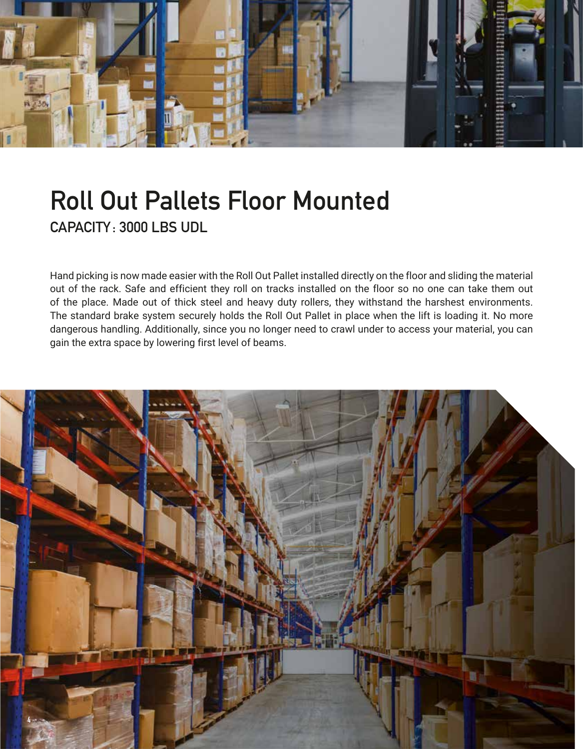# Roll Out Pallets Floor Mounted

## CAPACITY : 3000 LBS UDL

Hand picking is now made easier with the Roll Out Pallet installed directly on the floor and sliding the material out of the rack. Safe and efficient they roll on tracks installed on the floor so no one can take them out of the place. Made out of thick steel and heavy duty rollers, they withstand the harshest environments. The standard brake system securely holds the Roll Out Pallet in place when the lift is loading it. No more dangerous handling. Additionally, since you no longer need to crawl under to access your material, you can gain the extra space by lowering first level of beams.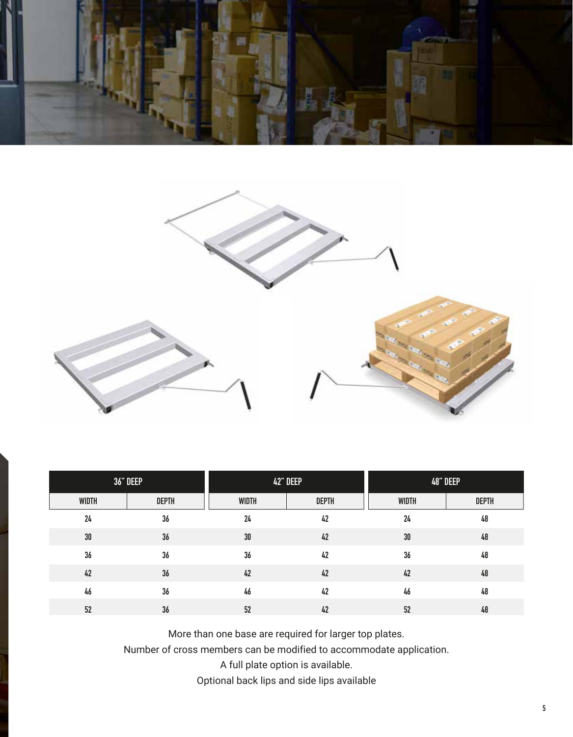| 36" DEEP | | 42" DEEP | | 48" DEEP | |
|---|---|---|---|---|---|
| WIDTH | DEPTH | WIDTH | DEPTH | WIDTH | DEPTH |
| 24 | 36 | 24 | 42 | 24 | 48 |
| 30 | 36 | 30 | 42 | 30 | 48 |
| 36 | 36 | 36 | 42 | 36 | 48 |
| 42 | 36 | 42 | 42 | 42 | 48 |
| 46 | 36 | 46 | 42 | 46 | 48 |
| 52 | 36 | 52 | 42 | 52 | 48 |

More than one base are required for larger top plates.

Number of cross members can be modified to accommodate application.

A full plate option is available.

Optional back lips and side lips available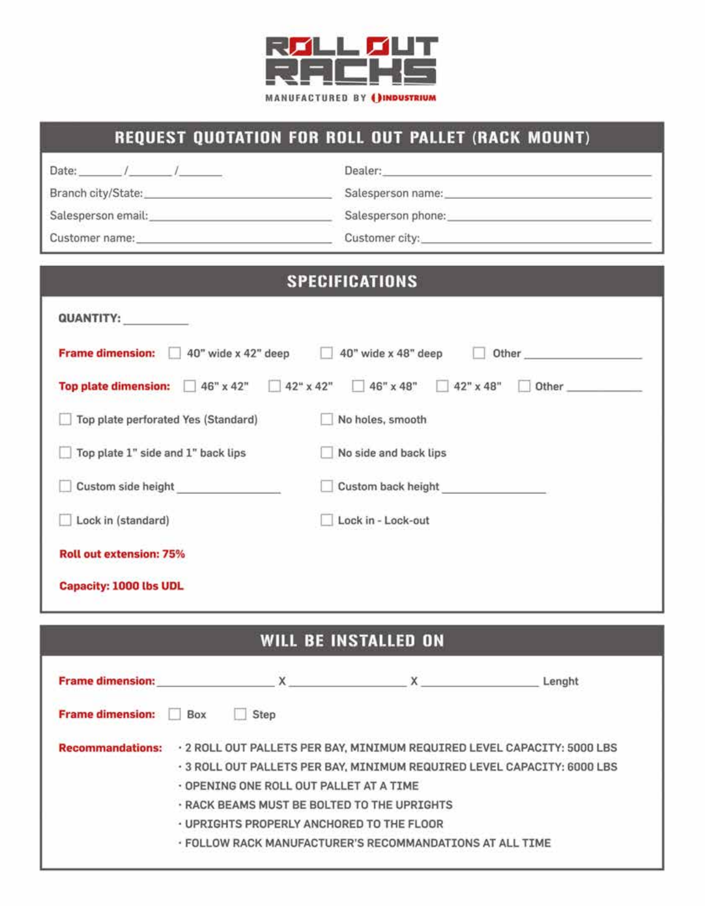# ROLL OUT RACKS

MANUFACTURED BY INDUSTRIUM

## REQUEST QUOTATION FOR ROLL OUT PALLET (RACK MOUNT)

Date: ______ / ______ / ______

Dealer: ____________________

Branch city/State: ____________________

Salesperson name: ____________________

Salesperson email: ____________________

Salesperson phone: ____________________

Customer name: ____________________

Customer city: ____________________

## SPECIFICATIONS

**QUANTITY:** __________

**Frame dimension:** ☐ 40" wide x 42" deep ☐ 40" wide x 48" deep ☐ Other ____________

**Top plate dimension:** ☐ 46" x 42" ☐ 42" x 42" ☐ 46" x 48" ☐ 42" x 48" ☐ Other ____________

☐ Top plate perforated Yes (Standard) ☐ No holes, smooth

☐ Top plate 1" side and 1" back lips ☐ No side and back lips

☐ Custom side height ____________ ☐ Custom back height ____________

☐ Lock in (standard) ☐ Lock in - Lock-out

**Roll out extension: 75%**

**Capacity: 1000 lbs UDL**

## WILL BE INSTALLED ON

**Frame dimension:** ____________ X ____________ X ____________ Lenght

**Frame dimension:** ☐ Box ☐ Step

**Recommandations:**

- 2 ROLL OUT PALLETS PER BAY, MINIMUM REQUIRED LEVEL CAPACITY: 5000 LBS
- 3 ROLL OUT PALLETS PER BAY, MINIMUM REQUIRED LEVEL CAPACITY: 6000 LBS
- OPENING ONE ROLL OUT PALLET AT A TIME
- RACK BEAMS MUST BE BOLTED TO THE UPRIGHTS
- UPRIGHTS PROPERLY ANCHORED TO THE FLOOR
- FOLLOW RACK MANUFACTURER'S RECOMMANDATIONS AT ALL TIME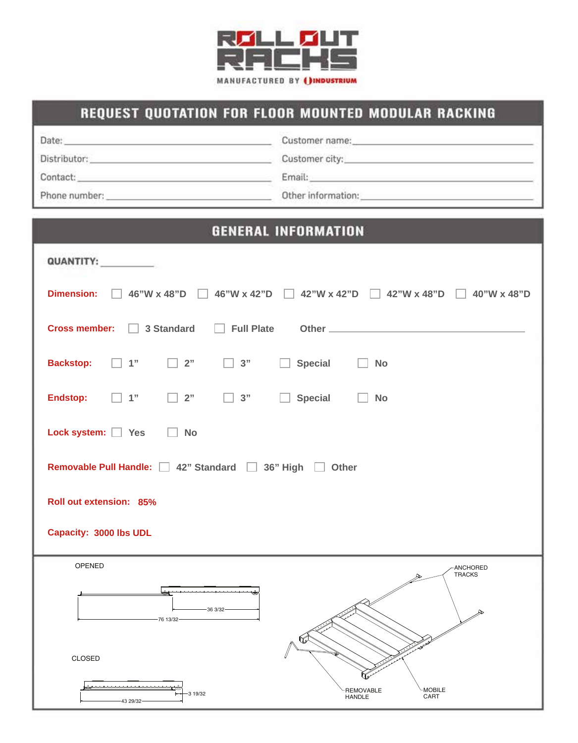ROLL OUT RACKS

MANUFACTURED BY INDUSTRIUM

## REQUEST QUOTATION FOR FLOOR MOUNTED MODULAR RACKING

Date: ______________________ Customer name: ______________________

Distributor: ______________________ Customer city: ______________________

Contact: ______________________ Email: ______________________

Phone number: ______________________ Other information: ______________________

## GENERAL INFORMATION

**QUANTITY:** __________

**Dimension:** ☐ 46"W x 48"D ☐ 46"W x 42"D ☐ 42"W x 42"D ☐ 42"W x 48"D ☐ 40"W x 48"D

**Cross member:** ☐ 3 Standard ☐ Full Plate Other ______________________

**Backstop:** ☐ 1" ☐ 2" ☐ 3" ☐ Special ☐ No

**Endstop:** ☐ 1" ☐ 2" ☐ 3" ☐ Special ☐ No

**Lock system:** ☐ Yes ☐ No

**Removable Pull Handle:** ☐ 42" Standard ☐ 36" High ☐ Other

**Roll out extension:** 85%

**Capacity:** 3000 lbs UDL

OPENED

36 3/32

76 13/32

CLOSED

3 19/32

43 29/32

ANCHORED TRACKS

REMOVABLE HANDLE

MOBILE CART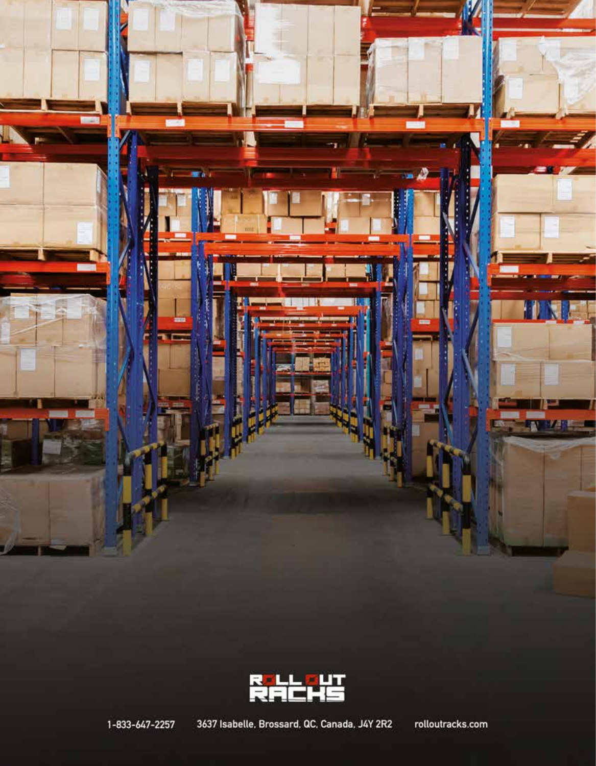ROLL OUT RACKS

1-833-647-2257 3637 Isabelle, Brossard, QC, Canada, J4Y 2R2 rolloutracks.com